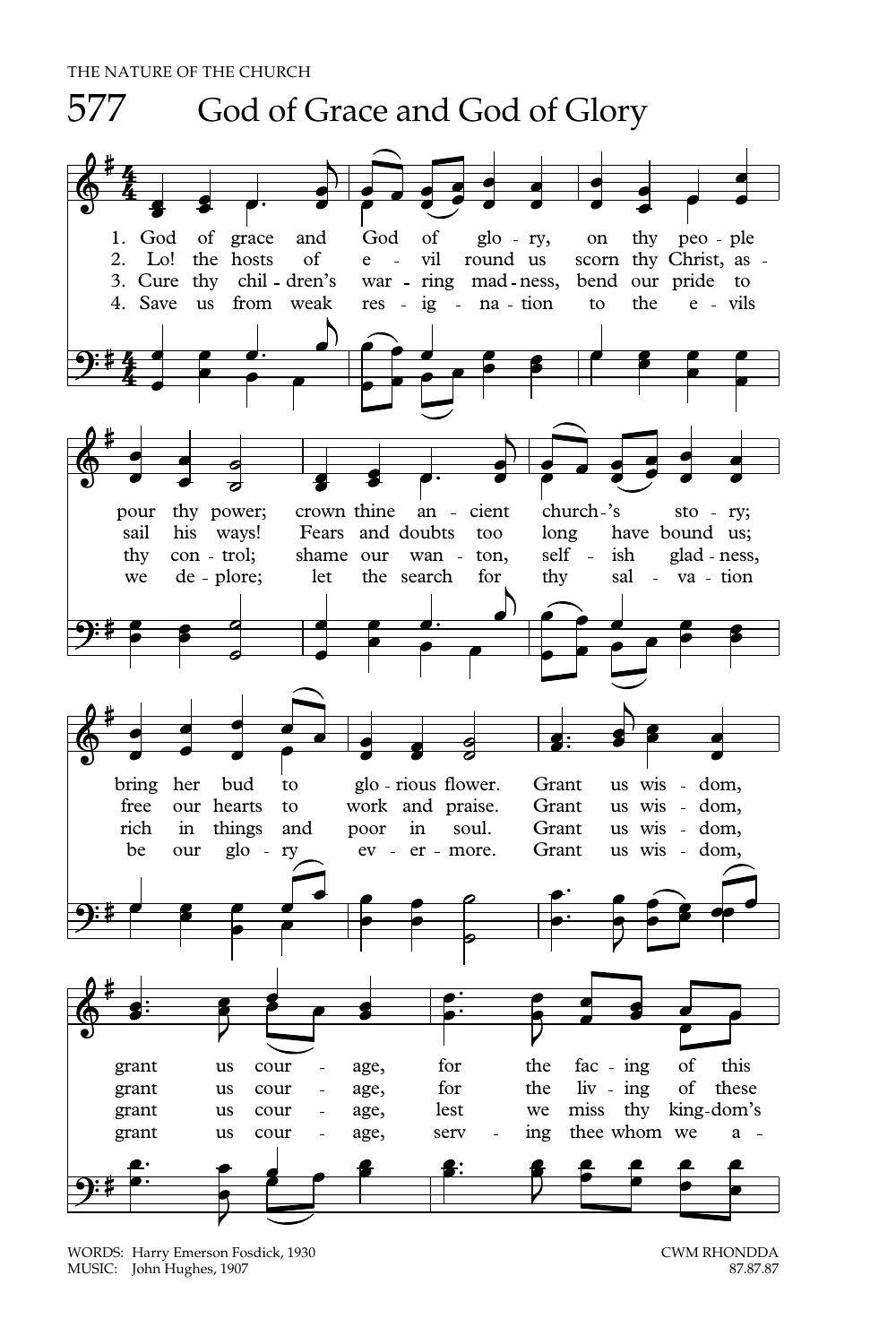# 577 God of Grace and God of Glory

1. God of grace and God of glory, on thy people pour thy power; crown thine ancient church's story; bring her bud to glorious flower. Grant us wisdom, grant us courage, for the facing of this

2. Lo! the hosts of evil round us scorn thy Christ, assail his ways! Fears and doubts too long have bound us; free our hearts to work and praise. Grant us wisdom, grant us courage, for the living of these

3. Cure thy children's warring madness, bend our pride to thy control; shame our wanton, selfish gladness, rich in things and poor in soul. Grant us wisdom, grant us courage, lest we miss thy kingdom's

4. Save us from weak resignation to the evils we deplore; let the search for thy salvation be our glory evermore. Grant us wisdom, grant us courage, serving thee whom we a-

WORDS: Harry Emerson Fosdick, 1930
MUSIC: John Hughes, 1907

CWM RHONDDA
87.87.87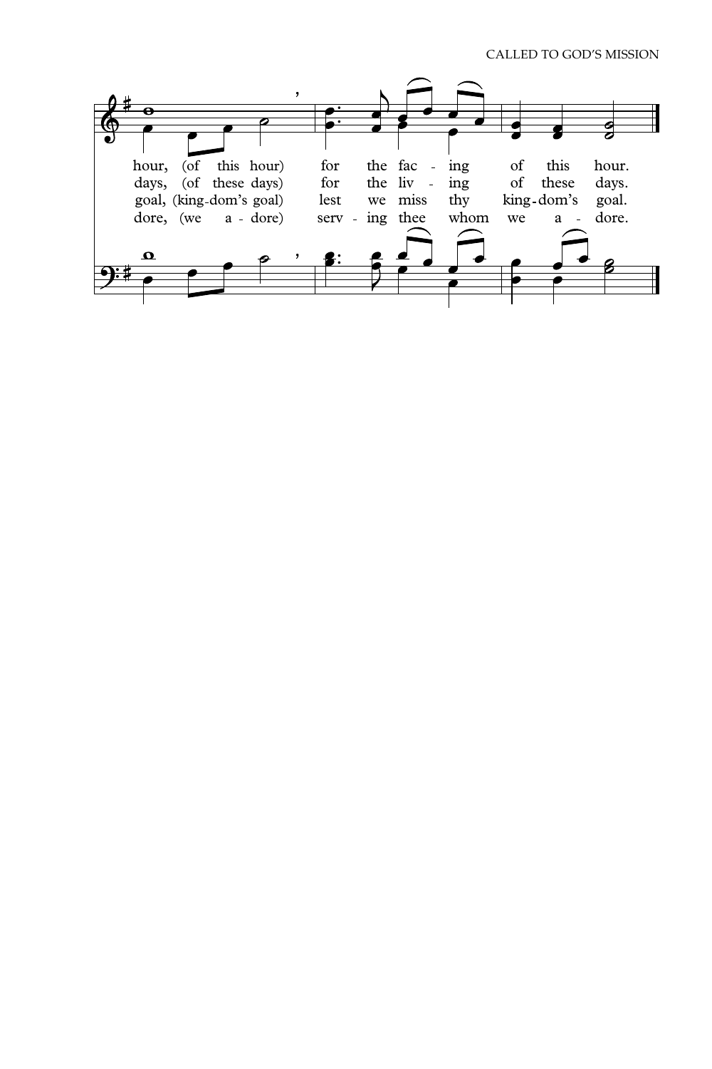hour, (of this hour) for the fac - ing of this hour.
days, (of these days) for the liv - ing of these days.
goal, (king-dom's goal) lest we miss thy king-dom's goal.
dore, (we a - dore) serv - ing thee whom we a - dore.